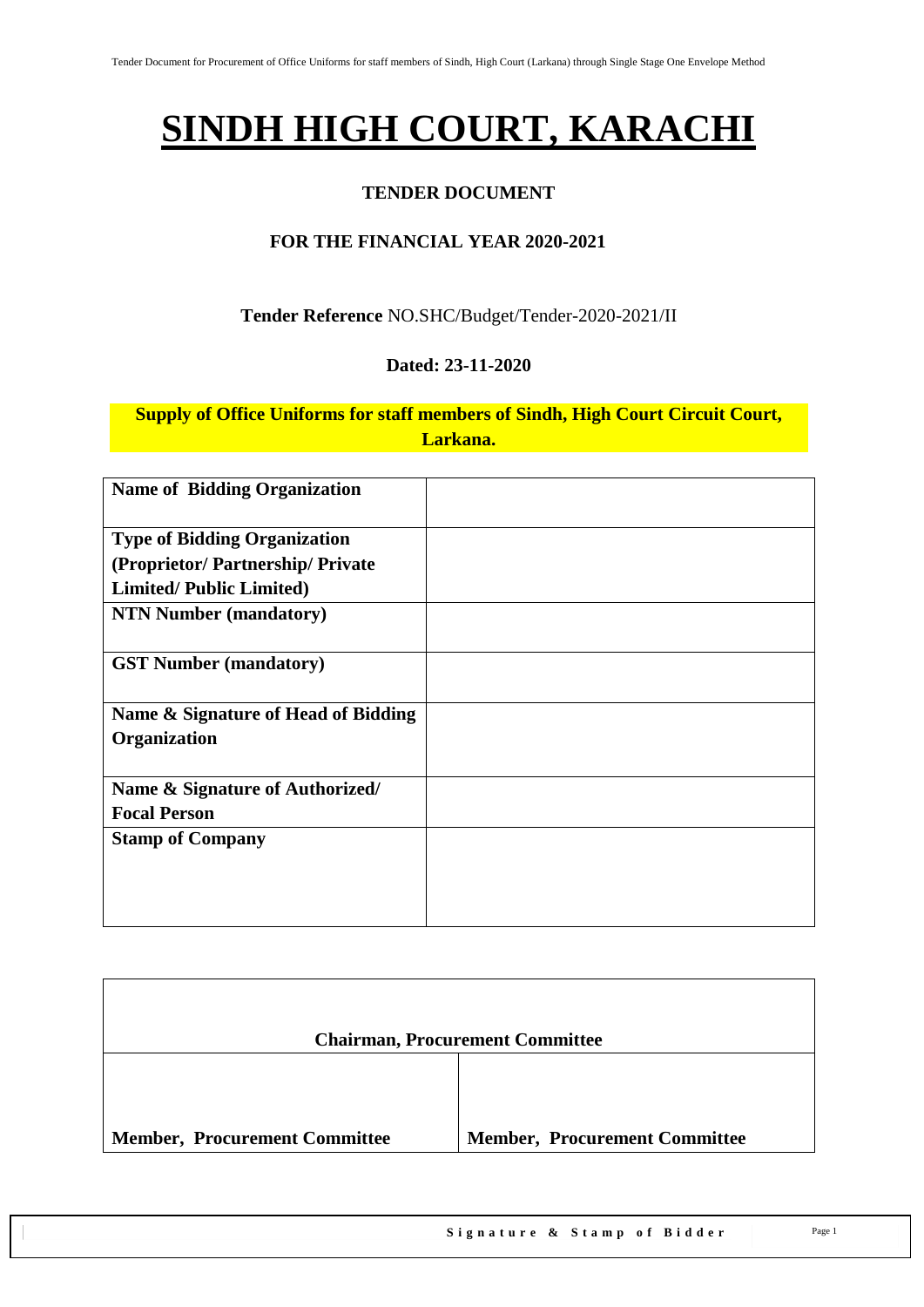# SINDH HIGH COURT, KARACHI

**TENDER DOCUMENT**

**FOR THE FINANCIAL YEAR 2020-2021**

**Tender Reference** NO.SHC/Budget/Tender-2020-2021/II

**Dated: 23-11-2020**

**Supply of Office Uniforms for staff members of Sindh, High Court Circuit Court, Larkana.**

| | |
|---|---|
| **Name of Bidding Organization** | |
| **Type of Bidding Organization (Proprietor/ Partnership/ Private Limited/ Public Limited)** | |
| **NTN Number (mandatory)** | |
| **GST Number (mandatory)** | |
| **Name & Signature of Head of Bidding Organization** | |
| **Name & Signature of Authorized/ Focal Person** | |
| **Stamp of Company** | |

| **Chairman, Procurement Committee** | |
|---|---|
| **Member, Procurement Committee** | **Member, Procurement Committee** |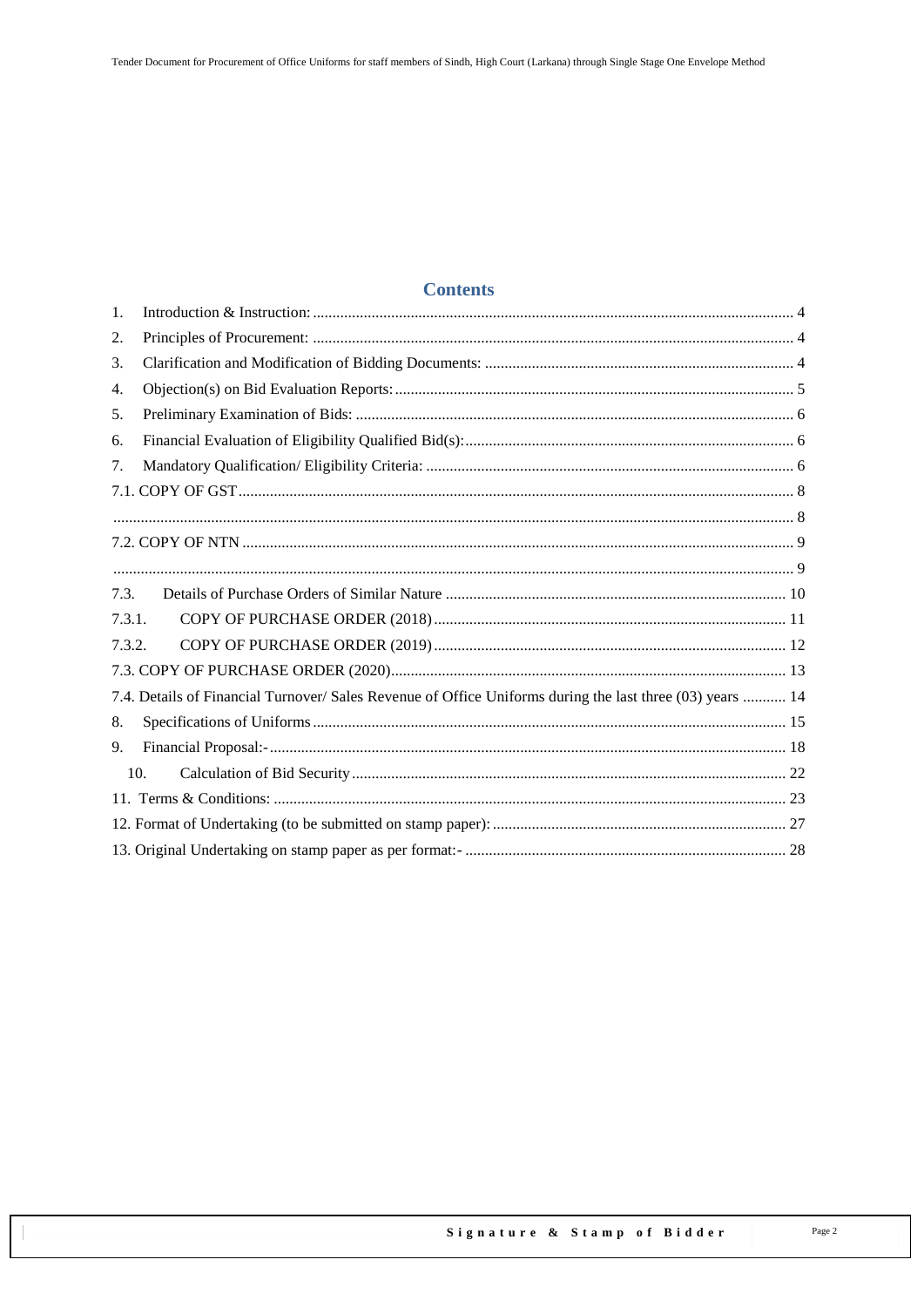# Contents

1. Introduction & Instruction: ........................................................................................................................ 4
2. Principles of Procurement: ......................................................................................................................... 4
3. Clarification and Modification of Bidding Documents: .............................................................................. 4
4. Objection(s) on Bid Evaluation Reports: ..................................................................................................... 5
5. Preliminary Examination of Bids: ............................................................................................................... 6
6. Financial Evaluation of Eligibility Qualified Bid(s): ................................................................................... 6
7. Mandatory Qualification/ Eligibility Criteria: ............................................................................................. 6

7.1. COPY OF GST ........................................................................................................................................... 8

............................................................................................................................................................................ 8

7.2. COPY OF NTN .......................................................................................................................................... 9

............................................................................................................................................................................ 9

7.3. Details of Purchase Orders of Similar Nature ........................................................................................ 10

7.3.1. COPY OF PURCHASE ORDER (2018) ........................................................................................ 11

7.3.2. COPY OF PURCHASE ORDER (2019) ........................................................................................ 12

7.3. COPY OF PURCHASE ORDER (2020) .................................................................................................. 13

7.4. Details of Financial Turnover/ Sales Revenue of Office Uniforms during the last three (03) years ........... 14

8. Specifications of Uniforms ........................................................................................................................ 15
9. Financial Proposal:- ................................................................................................................................... 18
10. Calculation of Bid Security ................................................................................................................ 22

11. Terms & Conditions: ................................................................................................................................ 23

12. Format of Undertaking (to be submitted on stamp paper): ......................................................................... 27

13. Original Undertaking on stamp paper as per format:- ................................................................................ 28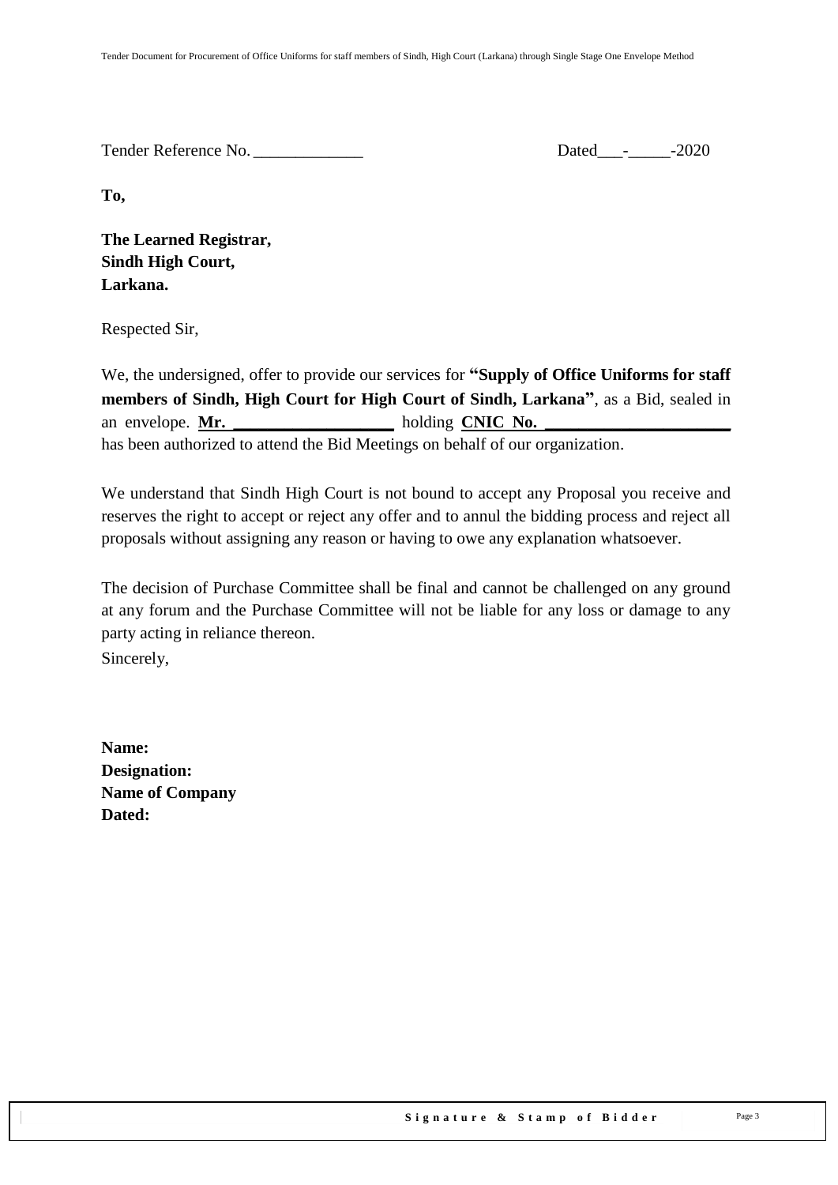Tender Reference No. _____________ Dated___-_____-2020

**To,**

**The Learned Registrar,**
**Sindh High Court,**
**Larkana.**

Respected Sir,

We, the undersigned, offer to provide our services for **"Supply of Office Uniforms for staff members of Sindh, High Court for High Court of Sindh, Larkana"**, as a Bid, sealed in an envelope. **Mr. ___________________** holding **CNIC No. ______________________** has been authorized to attend the Bid Meetings on behalf of our organization.

We understand that Sindh High Court is not bound to accept any Proposal you receive and reserves the right to accept or reject any offer and to annul the bidding process and reject all proposals without assigning any reason or having to owe any explanation whatsoever.

The decision of Purchase Committee shall be final and cannot be challenged on any ground at any forum and the Purchase Committee will not be liable for any loss or damage to any party acting in reliance thereon.

Sincerely,

**Name:**
**Designation:**
**Name of Company**
**Dated:**

**Signature & Stamp of Bidder**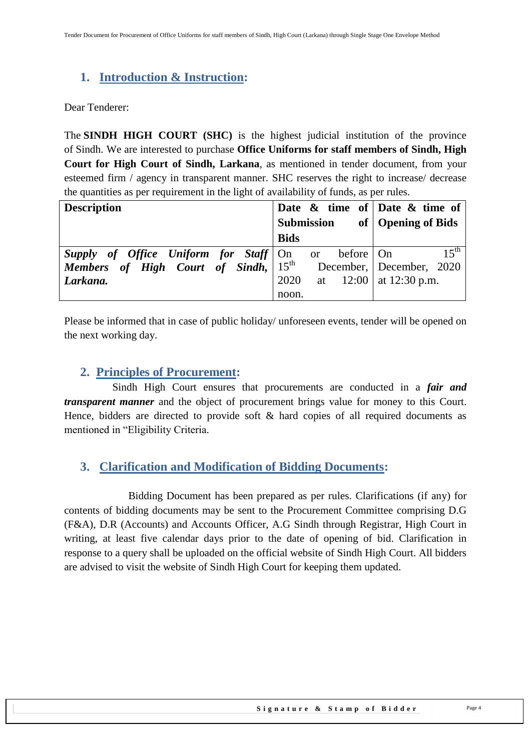## 1. Introduction & Instruction:

Dear Tenderer:

The **SINDH HIGH COURT (SHC)** is the highest judicial institution of the province of Sindh. We are interested to purchase **Office Uniforms for staff members of Sindh, High Court for High Court of Sindh, Larkana**, as mentioned in tender document, from your esteemed firm / agency in transparent manner. SHC reserves the right to increase/ decrease the quantities as per requirement in the light of availability of funds, as per rules.

| Description | Date & time of Submission of Bids | Date & time of Opening of Bids |
|---|---|---|
| ***Supply of Office Uniform for Staff Members of High Court of Sindh, Larkana.*** | On or before 15th December, 2020 at 12:00 noon. | On 15th December, 2020 at 12:30 p.m. |

Please be informed that in case of public holiday/ unforeseen events, tender will be opened on the next working day.

## 2. Principles of Procurement:

Sindh High Court ensures that procurements are conducted in a ***fair and transparent manner*** and the object of procurement brings value for money to this Court. Hence, bidders are directed to provide soft & hard copies of all required documents as mentioned in "Eligibility Criteria.

## 3. Clarification and Modification of Bidding Documents:

Bidding Document has been prepared as per rules. Clarifications (if any) for contents of bidding documents may be sent to the Procurement Committee comprising D.G (F&A), D.R (Accounts) and Accounts Officer, A.G Sindh through Registrar, High Court in writing, at least five calendar days prior to the date of opening of bid. Clarification in response to a query shall be uploaded on the official website of Sindh High Court. All bidders are advised to visit the website of Sindh High Court for keeping them updated.

Signature & Stamp of Bidder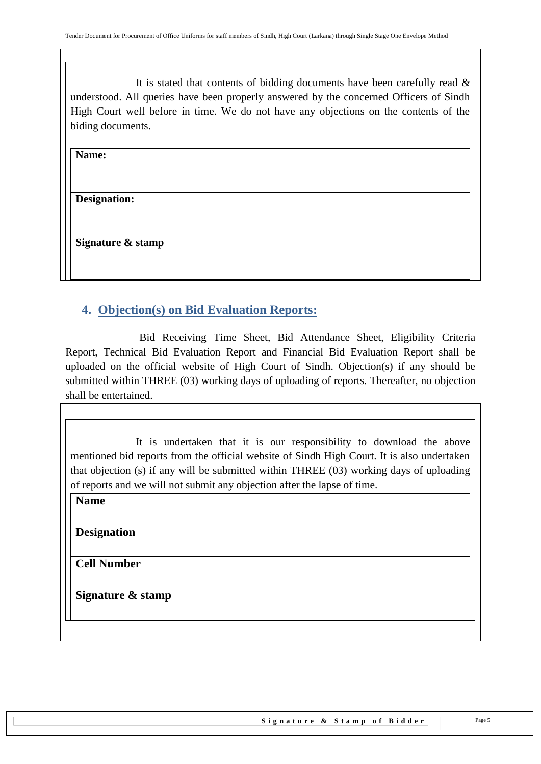It is stated that contents of bidding documents have been carefully read & understood. All queries have been properly answered by the concerned Officers of Sindh High Court well before in time. We do not have any objections on the contents of the biding documents.

| **Name:** | |
|---|---|
| **Designation:** | |
| **Signature & stamp** | |

## 4. Objection(s) on Bid Evaluation Reports:

Bid Receiving Time Sheet, Bid Attendance Sheet, Eligibility Criteria Report, Technical Bid Evaluation Report and Financial Bid Evaluation Report shall be uploaded on the official website of High Court of Sindh. Objection(s) if any should be submitted within THREE (03) working days of uploading of reports. Thereafter, no objection shall be entertained.

It is undertaken that it is our responsibility to download the above mentioned bid reports from the official website of Sindh High Court. It is also undertaken that objection (s) if any will be submitted within THREE (03) working days of uploading of reports and we will not submit any objection after the lapse of time.

| **Name** | |
|---|---|
| **Designation** | |
| **Cell Number** | |
| **Signature & stamp** | |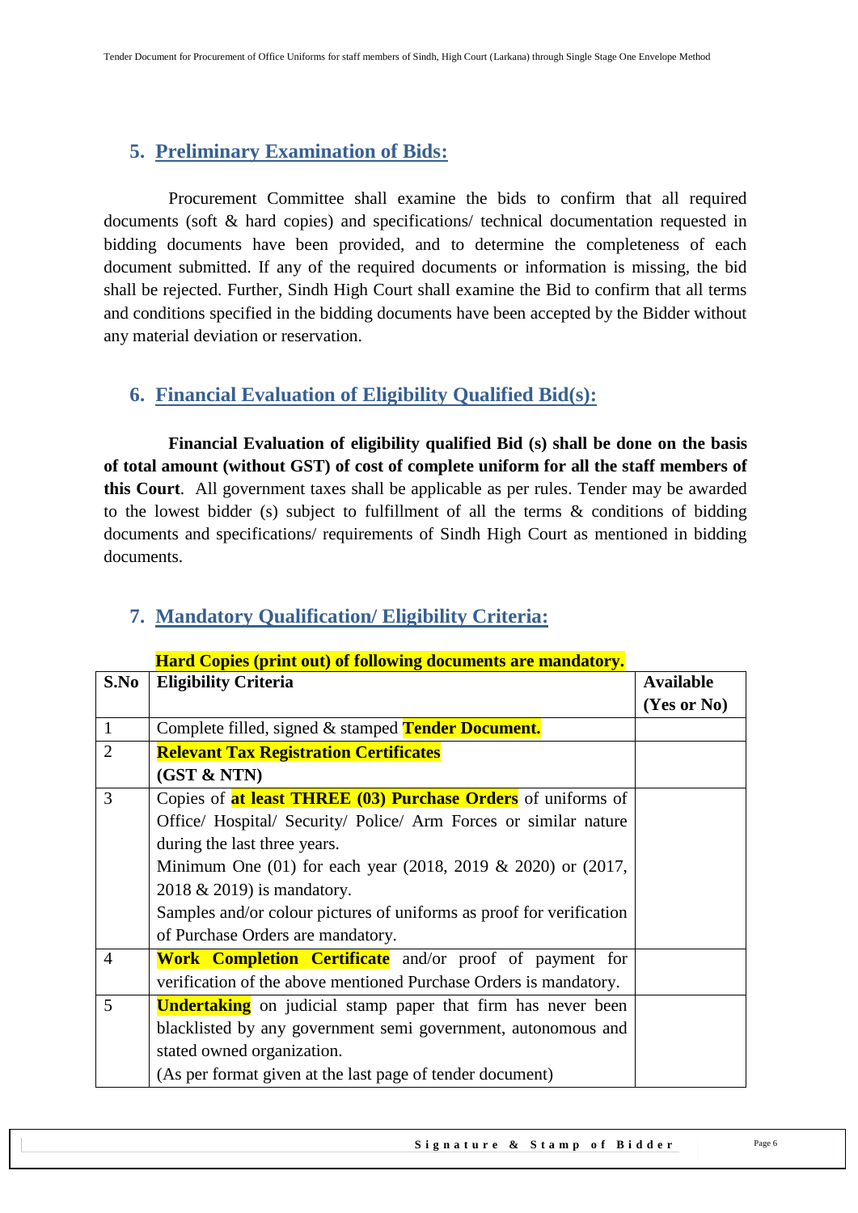## 5. Preliminary Examination of Bids:

Procurement Committee shall examine the bids to confirm that all required documents (soft & hard copies) and specifications/ technical documentation requested in bidding documents have been provided, and to determine the completeness of each document submitted. If any of the required documents or information is missing, the bid shall be rejected. Further, Sindh High Court shall examine the Bid to confirm that all terms and conditions specified in the bidding documents have been accepted by the Bidder without any material deviation or reservation.

## 6. Financial Evaluation of Eligibility Qualified Bid(s):

**Financial Evaluation of eligibility qualified Bid (s) shall be done on the basis of total amount (without GST) of cost of complete uniform for all the staff members of this Court**. All government taxes shall be applicable as per rules. Tender may be awarded to the lowest bidder (s) subject to fulfillment of all the terms & conditions of bidding documents and specifications/ requirements of Sindh High Court as mentioned in bidding documents.

## 7. Mandatory Qualification/ Eligibility Criteria:

**Hard Copies (print out) of following documents are mandatory.**

| S.No | Eligibility Criteria | Available (Yes or No) |
|---|---|---|
| 1 | Complete filled, signed & stamped **Tender Document.** | |
| 2 | **Relevant Tax Registration Certificates (GST & NTN)** | |
| 3 | Copies of **at least THREE (03) Purchase Orders** of uniforms of Office/ Hospital/ Security/ Police/ Arm Forces or similar nature during the last three years.<br>Minimum One (01) for each year (2018, 2019 & 2020) or (2017, 2018 & 2019) is mandatory.<br>Samples and/or colour pictures of uniforms as proof for verification of Purchase Orders are mandatory. | |
| 4 | **Work Completion Certificate** and/or proof of payment for verification of the above mentioned Purchase Orders is mandatory. | |
| 5 | **Undertaking** on judicial stamp paper that firm has never been blacklisted by any government semi government, autonomous and stated owned organization.<br>(As per format given at the last page of tender document) | |

**Signature & Stamp of Bidder**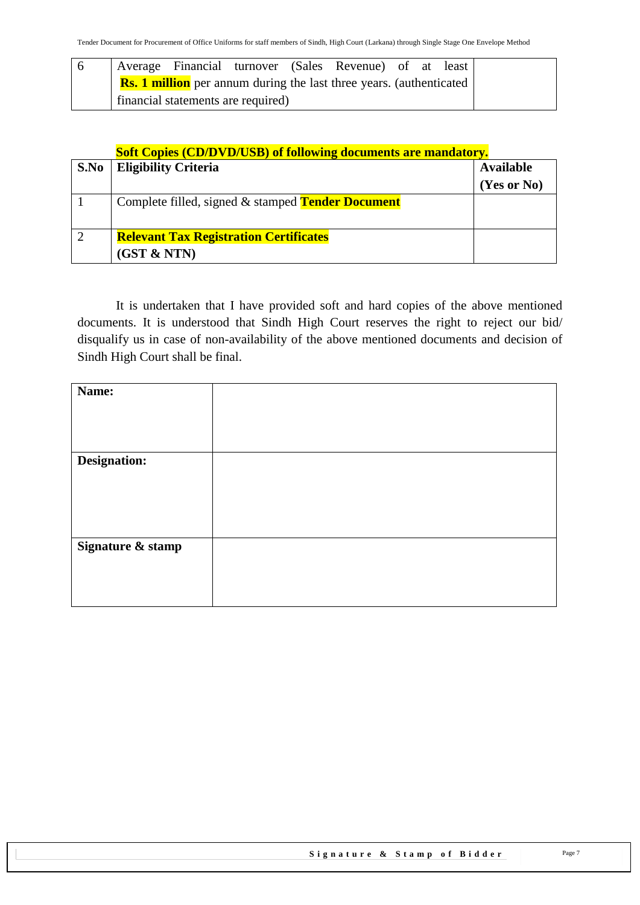| 6 | Average Financial turnover (Sales Revenue) of at least **Rs. 1 million** per annum during the last three years. (authenticated financial statements are required) | |
|---|---|---|

**Soft Copies (CD/DVD/USB) of following documents are mandatory.**

| S.No | Eligibility Criteria | Available (Yes or No) |
|---|---|---|
| 1 | Complete filled, signed & stamped **Tender Document** | |
| 2 | **Relevant Tax Registration Certificates (GST & NTN)** | |

It is undertaken that I have provided soft and hard copies of the above mentioned documents. It is understood that Sindh High Court reserves the right to reject our bid/ disqualify us in case of non-availability of the above mentioned documents and decision of Sindh High Court shall be final.

| **Name:** | |
|---|---|
| **Designation:** | |
| **Signature & stamp** | |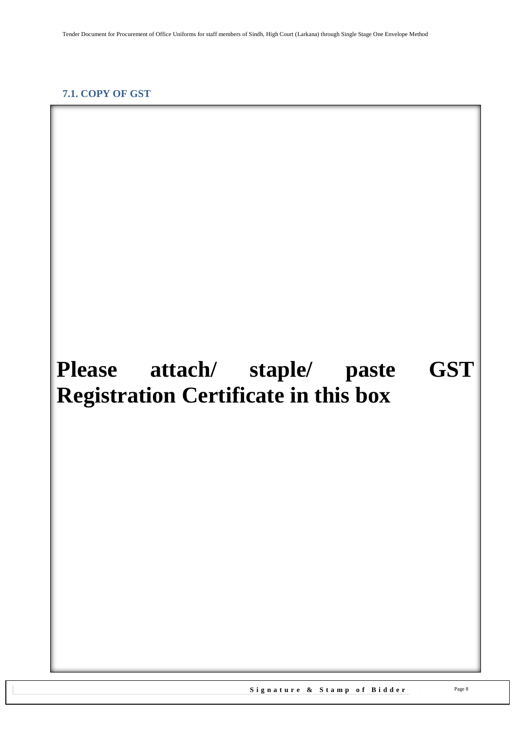### 7.1. COPY OF GST

**Please attach/ staple/ paste GST Registration Certificate in this box**

**Signature & Stamp of Bidder**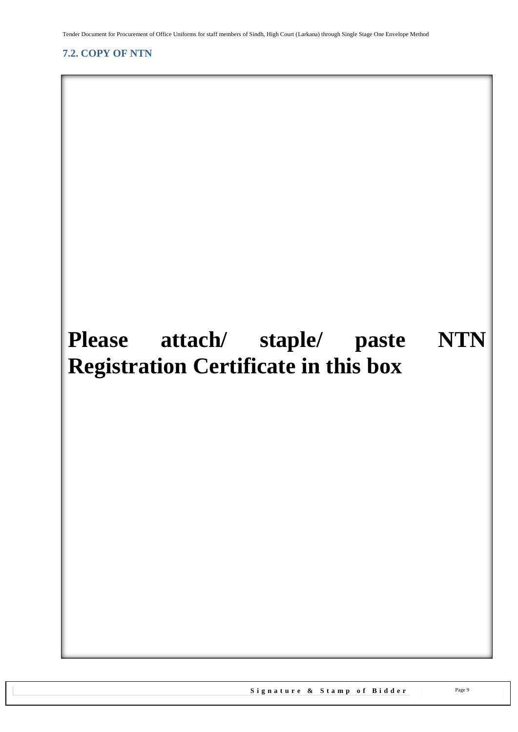## 7.2. COPY OF NTN

**Please attach/ staple/ paste NTN Registration Certificate in this box**

**Signature & Stamp of Bidder**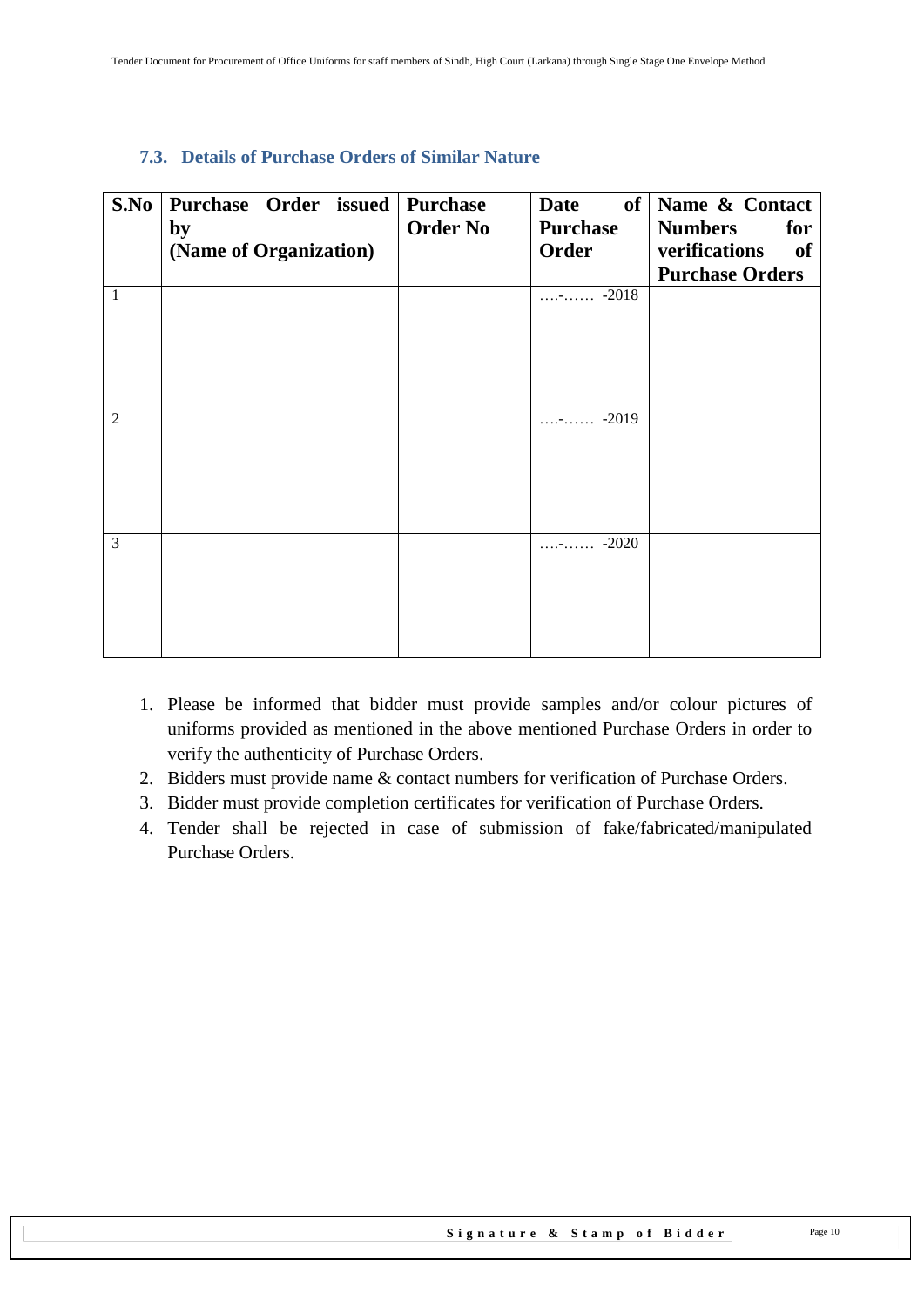### 7.3. Details of Purchase Orders of Similar Nature

| S.No | Purchase Order issued by (Name of Organization) | Purchase Order No | Date of Purchase Order | Name & Contact Numbers for verifications of Purchase Orders |
|---|---|---|---|---|
| 1 | | | ….-…… -2018 | |
| 2 | | | ….-…… -2019 | |
| 3 | | | ….-…… -2020 | |

1. Please be informed that bidder must provide samples and/or colour pictures of uniforms provided as mentioned in the above mentioned Purchase Orders in order to verify the authenticity of Purchase Orders.
2. Bidders must provide name & contact numbers for verification of Purchase Orders.
3. Bidder must provide completion certificates for verification of Purchase Orders.
4. Tender shall be rejected in case of submission of fake/fabricated/manipulated Purchase Orders.

Signature & Stamp of Bidder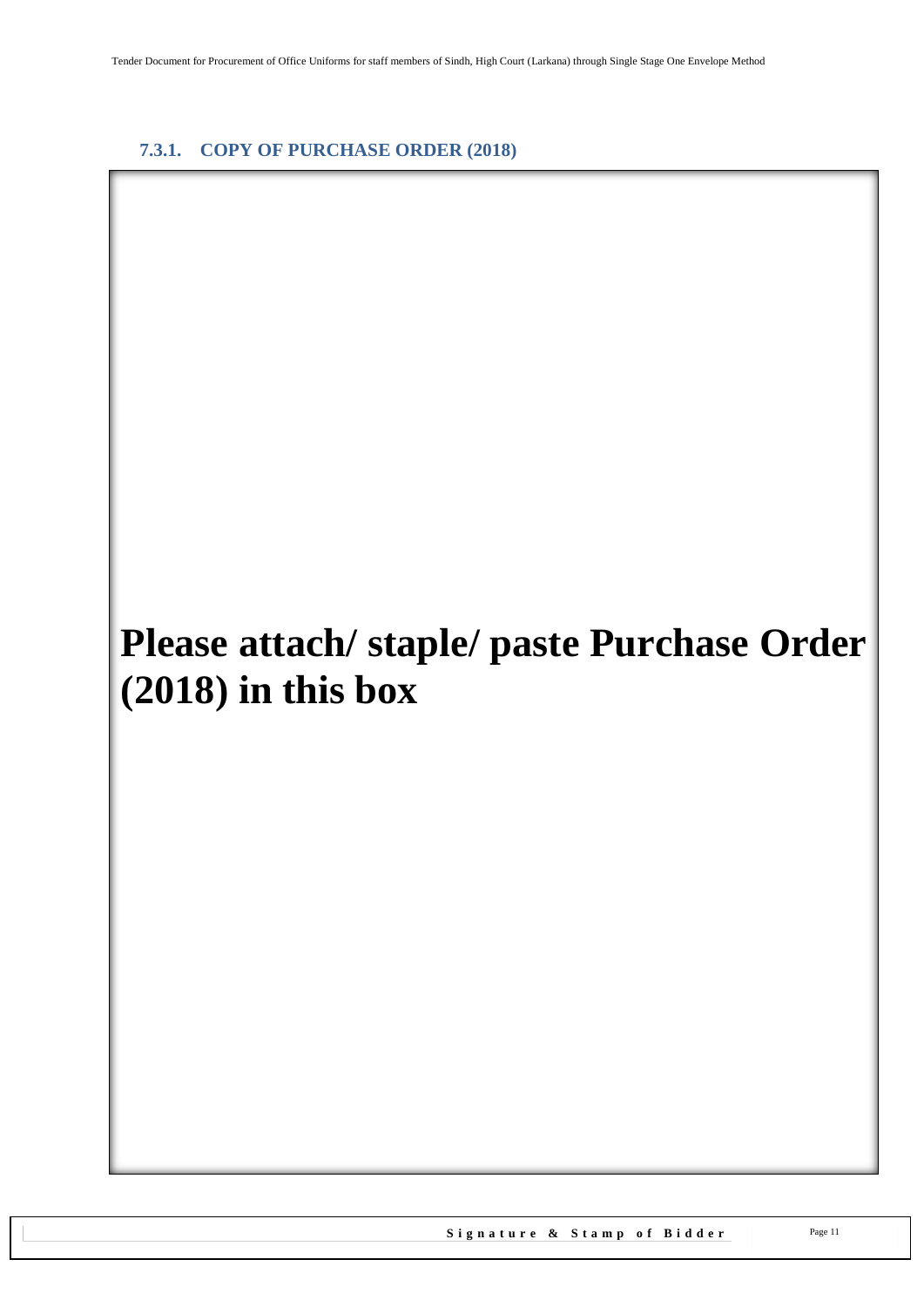### 7.3.1. COPY OF PURCHASE ORDER (2018)

**Please attach/ staple/ paste Purchase Order (2018) in this box**

**Signature & Stamp of Bidder**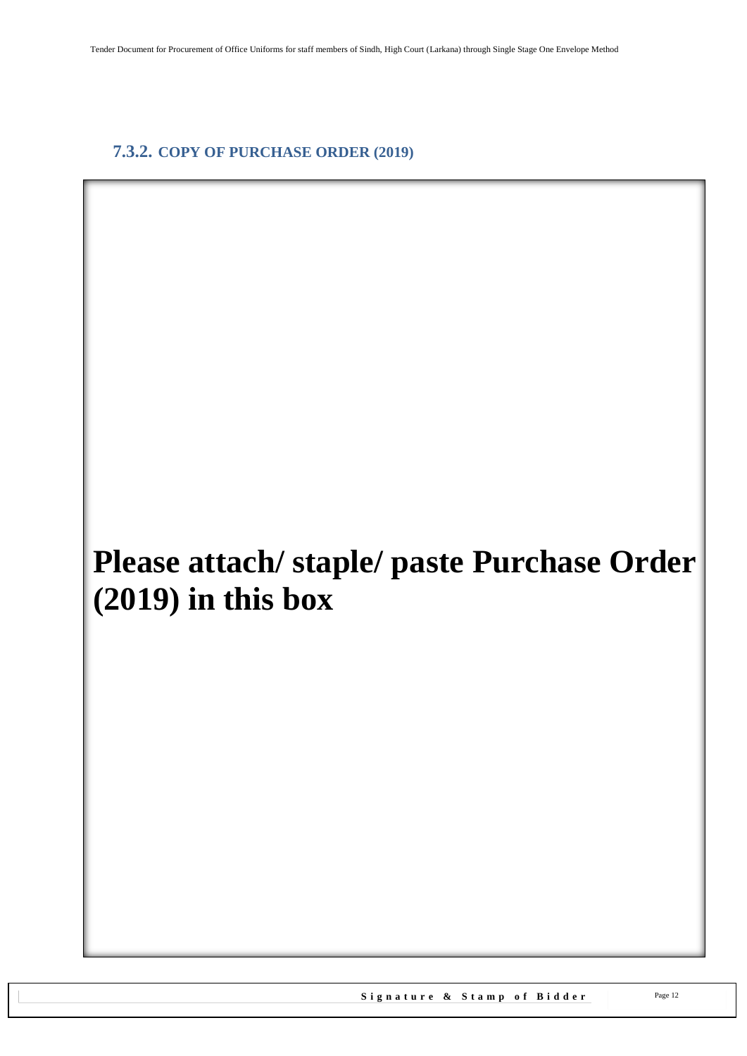### 7.3.2. COPY OF PURCHASE ORDER (2019)

**Please attach/ staple/ paste Purchase Order (2019) in this box**

**Signature & Stamp of Bidder**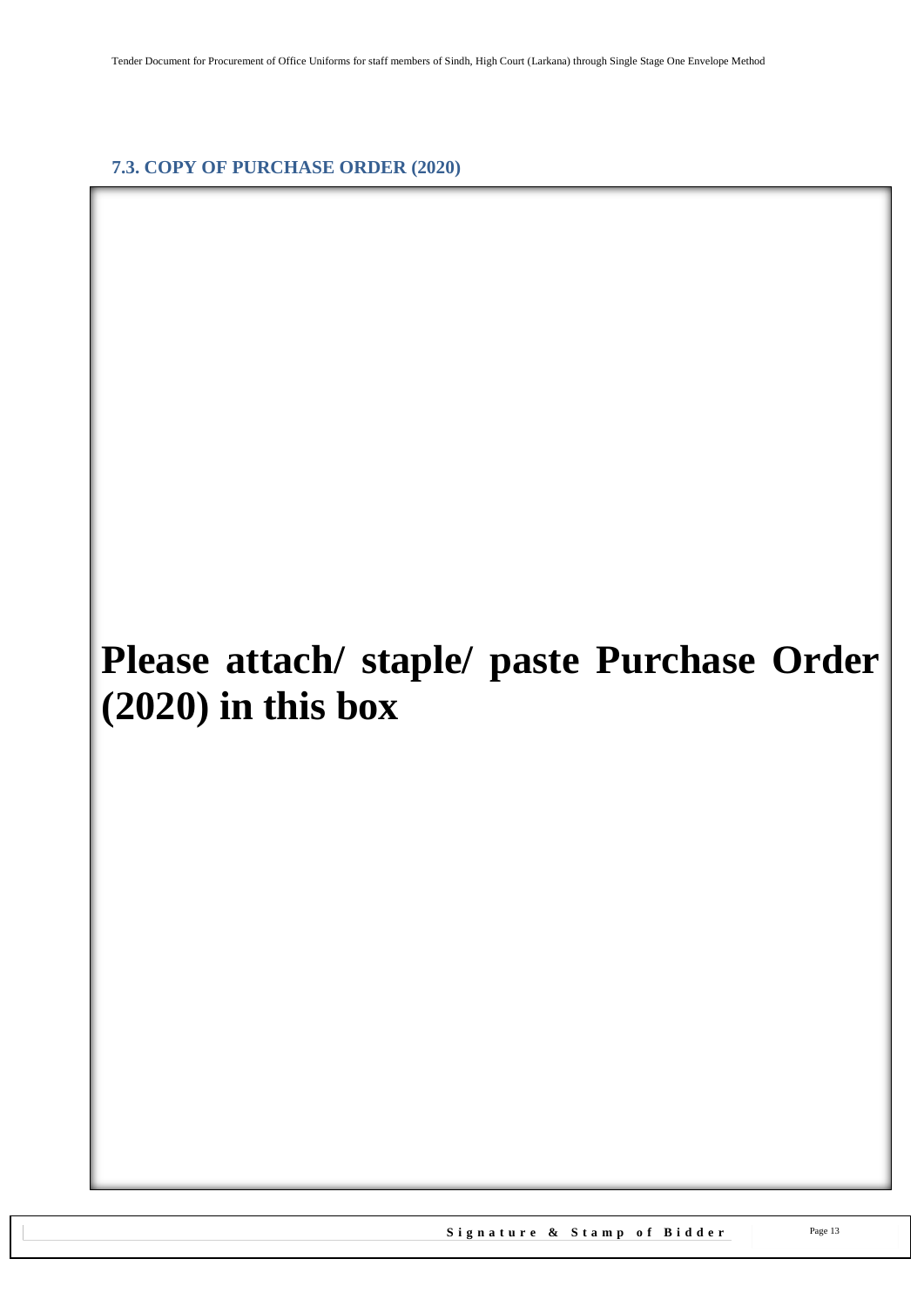### 7.3. COPY OF PURCHASE ORDER (2020)

**Please attach/ staple/ paste Purchase Order (2020) in this box**

**Signature & Stamp of Bidder**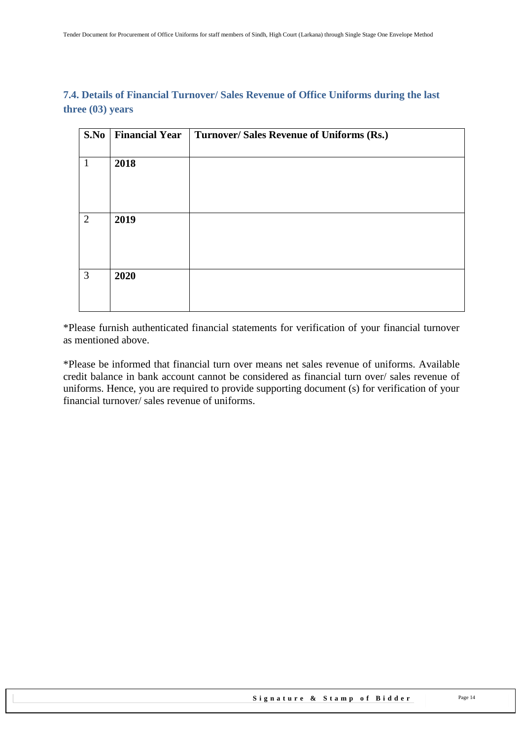### 7.4. Details of Financial Turnover/ Sales Revenue of Office Uniforms during the last three (03) years

| S.No | Financial Year | Turnover/ Sales Revenue of Uniforms (Rs.) |
|---|---|---|
| 1 | **2018** | |
| 2 | **2019** | |
| 3 | **2020** | |

*Please furnish authenticated financial statements for verification of your financial turnover as mentioned above.

*Please be informed that financial turn over means net sales revenue of uniforms. Available credit balance in bank account cannot be considered as financial turn over/ sales revenue of uniforms. Hence, you are required to provide supporting document (s) for verification of your financial turnover/ sales revenue of uniforms.

**Signature & Stamp of Bidder**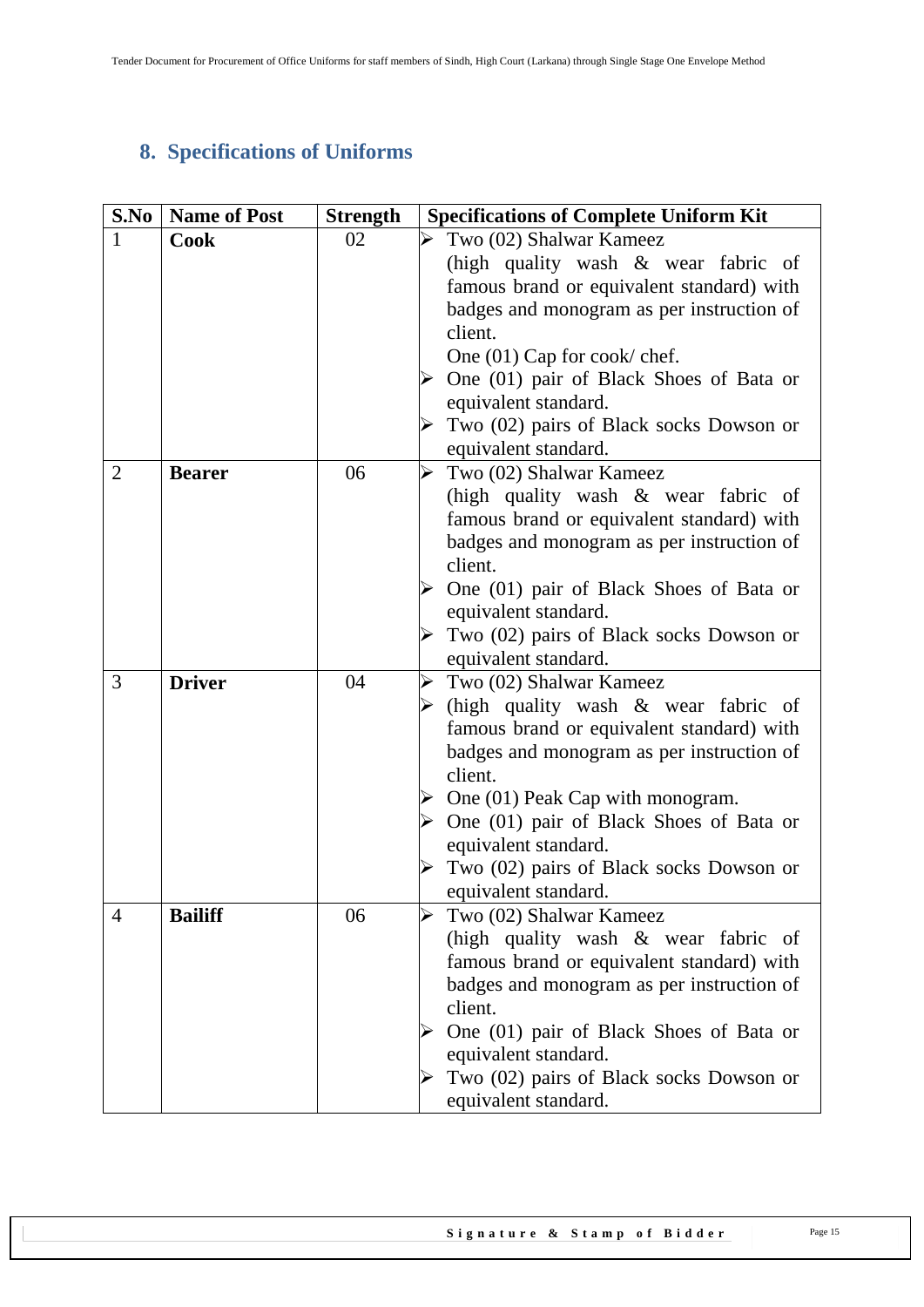## 8. Specifications of Uniforms

| S.No | Name of Post | Strength | Specifications of Complete Uniform Kit |
|---|---|---|---|
| 1 | **Cook** | 02 | ➢ Two (02) Shalwar Kameez (high quality wash & wear fabric of famous brand or equivalent standard) with badges and monogram as per instruction of client. One (01) Cap for cook/ chef.<br>➢ One (01) pair of Black Shoes of Bata or equivalent standard.<br>➢ Two (02) pairs of Black socks Dowson or equivalent standard. |
| 2 | **Bearer** | 06 | ➢ Two (02) Shalwar Kameez (high quality wash & wear fabric of famous brand or equivalent standard) with badges and monogram as per instruction of client.<br>➢ One (01) pair of Black Shoes of Bata or equivalent standard.<br>➢ Two (02) pairs of Black socks Dowson or equivalent standard. |
| 3 | **Driver** | 04 | ➢ Two (02) Shalwar Kameez<br>➢ (high quality wash & wear fabric of famous brand or equivalent standard) with badges and monogram as per instruction of client.<br>➢ One (01) Peak Cap with monogram.<br>➢ One (01) pair of Black Shoes of Bata or equivalent standard.<br>➢ Two (02) pairs of Black socks Dowson or equivalent standard. |
| 4 | **Bailiff** | 06 | ➢ Two (02) Shalwar Kameez (high quality wash & wear fabric of famous brand or equivalent standard) with badges and monogram as per instruction of client.<br>➢ One (01) pair of Black Shoes of Bata or equivalent standard.<br>➢ Two (02) pairs of Black socks Dowson or equivalent standard. |

**Signature & Stamp of Bidder**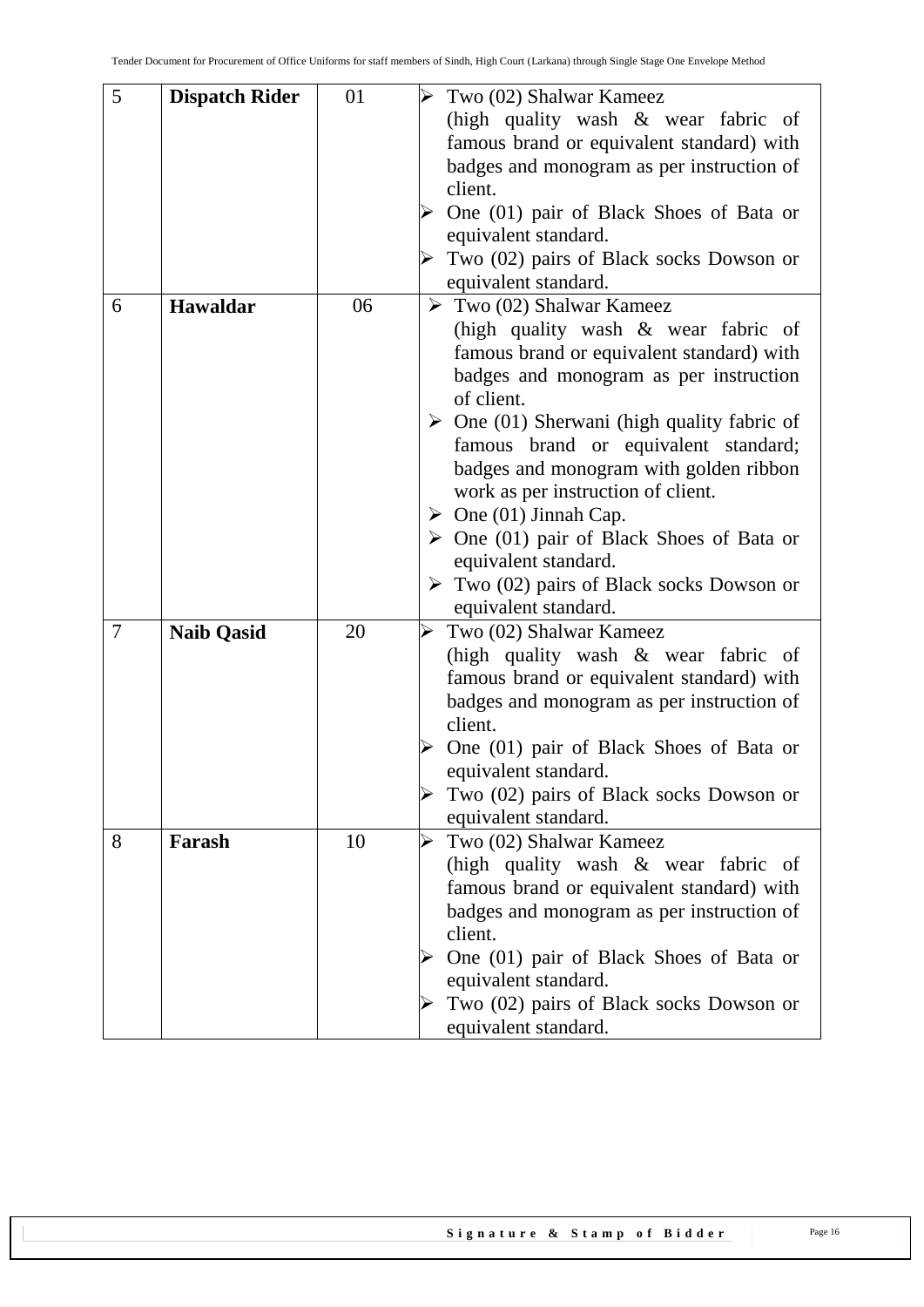| 5 | **Dispatch Rider** | 01 | ➢ Two (02) Shalwar Kameez (high quality wash & wear fabric of famous brand or equivalent standard) with badges and monogram as per instruction of client.<br>➢ One (01) pair of Black Shoes of Bata or equivalent standard.<br>➢ Two (02) pairs of Black socks Dowson or equivalent standard. |
|---|---|---|---|
| 6 | **Hawaldar** | 06 | ➢ Two (02) Shalwar Kameez (high quality wash & wear fabric of famous brand or equivalent standard) with badges and monogram as per instruction of client.<br>➢ One (01) Sherwani (high quality fabric of famous brand or equivalent standard; badges and monogram with golden ribbon work as per instruction of client.<br>➢ One (01) Jinnah Cap.<br>➢ One (01) pair of Black Shoes of Bata or equivalent standard.<br>➢ Two (02) pairs of Black socks Dowson or equivalent standard. |
| 7 | **Naib Qasid** | 20 | ➢ Two (02) Shalwar Kameez (high quality wash & wear fabric of famous brand or equivalent standard) with badges and monogram as per instruction of client.<br>➢ One (01) pair of Black Shoes of Bata or equivalent standard.<br>➢ Two (02) pairs of Black socks Dowson or equivalent standard. |
| 8 | **Farash** | 10 | ➢ Two (02) Shalwar Kameez (high quality wash & wear fabric of famous brand or equivalent standard) with badges and monogram as per instruction of client.<br>➢ One (01) pair of Black Shoes of Bata or equivalent standard.<br>➢ Two (02) pairs of Black socks Dowson or equivalent standard. |

**Signature & Stamp of Bidder**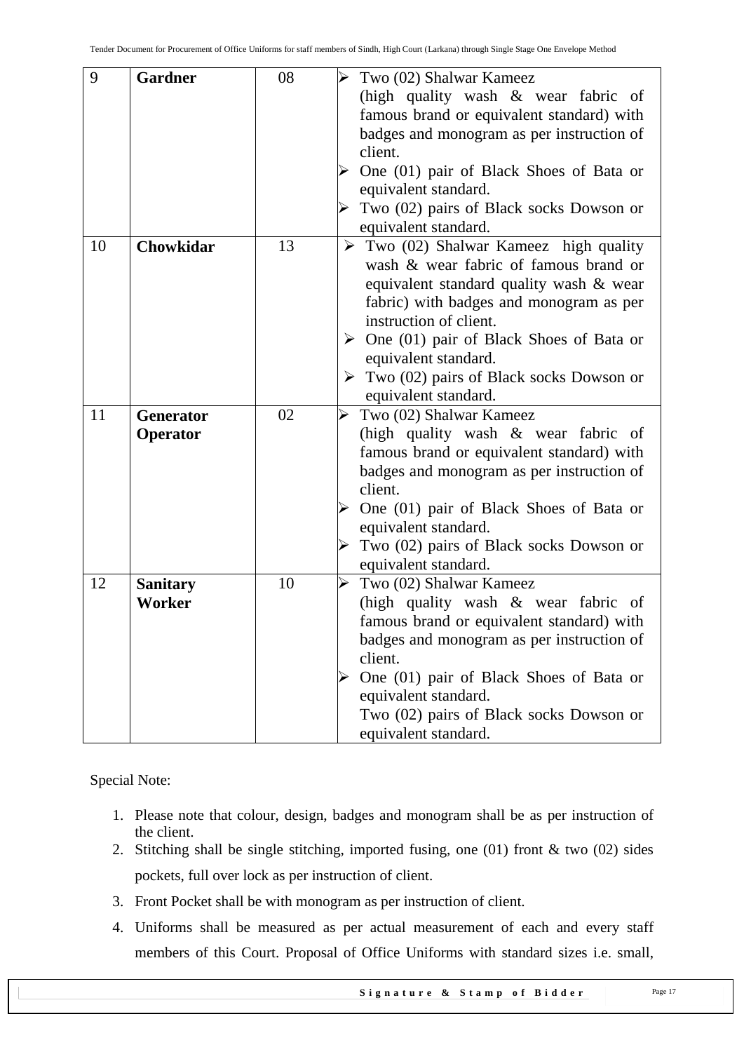| 9 | **Gardner** | 08 | ➢ Two (02) Shalwar Kameez (high quality wash & wear fabric of famous brand or equivalent standard) with badges and monogram as per instruction of client.<br>➢ One (01) pair of Black Shoes of Bata or equivalent standard.<br>➢ Two (02) pairs of Black socks Dowson or equivalent standard. |
|---|---|---|---|
| 10 | **Chowkidar** | 13 | ➢ Two (02) Shalwar Kameez high quality wash & wear fabric of famous brand or equivalent standard quality wash & wear fabric) with badges and monogram as per instruction of client.<br>➢ One (01) pair of Black Shoes of Bata or equivalent standard.<br>➢ Two (02) pairs of Black socks Dowson or equivalent standard. |
| 11 | **Generator Operator** | 02 | ➢ Two (02) Shalwar Kameez (high quality wash & wear fabric of famous brand or equivalent standard) with badges and monogram as per instruction of client.<br>➢ One (01) pair of Black Shoes of Bata or equivalent standard.<br>➢ Two (02) pairs of Black socks Dowson or equivalent standard. |
| 12 | **Sanitary Worker** | 10 | ➢ Two (02) Shalwar Kameez (high quality wash & wear fabric of famous brand or equivalent standard) with badges and monogram as per instruction of client.<br>➢ One (01) pair of Black Shoes of Bata or equivalent standard.<br>Two (02) pairs of Black socks Dowson or equivalent standard. |

Special Note:

1. Please note that colour, design, badges and monogram shall be as per instruction of the client.
2. Stitching shall be single stitching, imported fusing, one (01) front & two (02) sides pockets, full over lock as per instruction of client.
3. Front Pocket shall be with monogram as per instruction of client.
4. Uniforms shall be measured as per actual measurement of each and every staff members of this Court. Proposal of Office Uniforms with standard sizes i.e. small,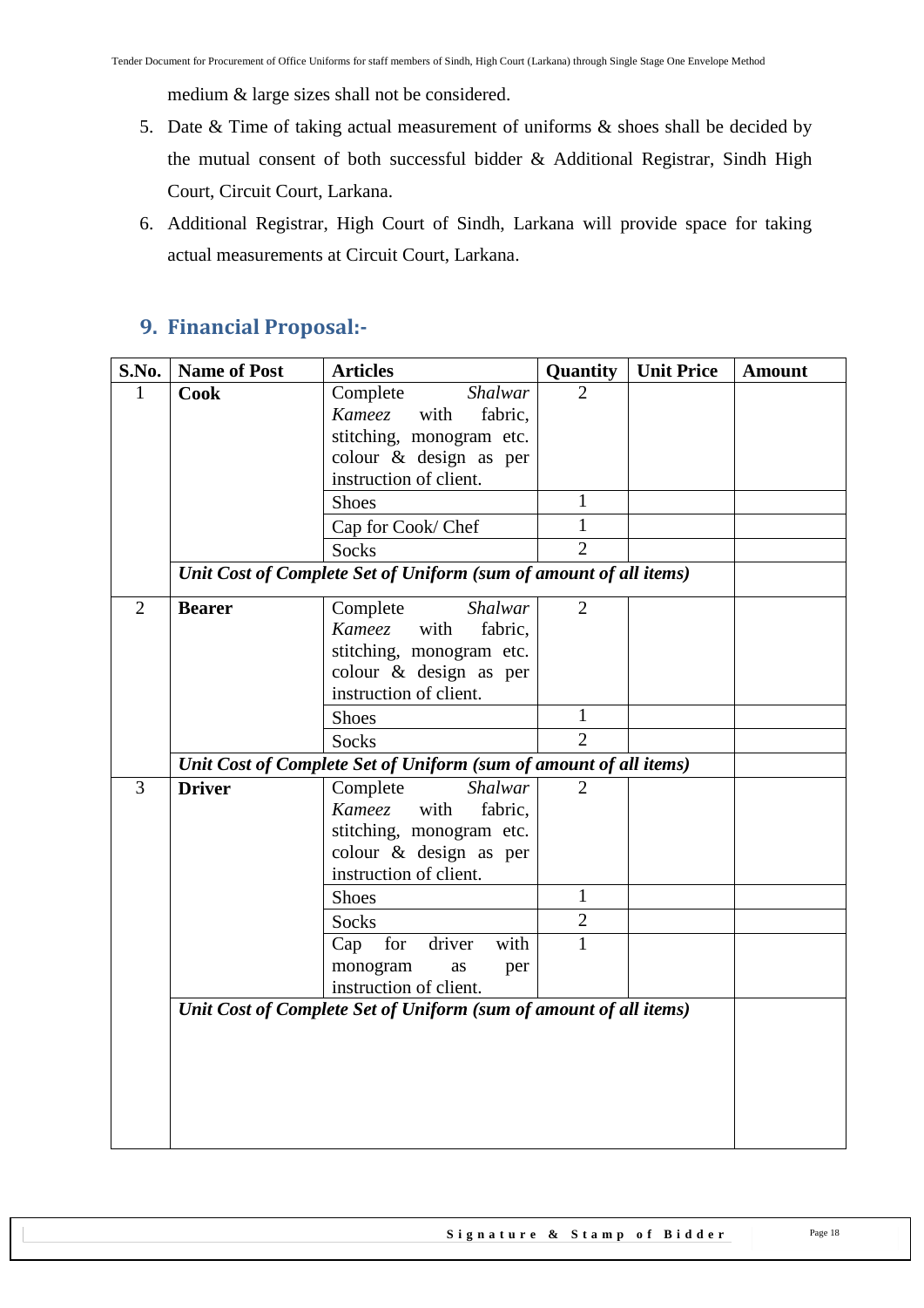medium & large sizes shall not be considered.

5. Date & Time of taking actual measurement of uniforms & shoes shall be decided by the mutual consent of both successful bidder & Additional Registrar, Sindh High Court, Circuit Court, Larkana.
6. Additional Registrar, High Court of Sindh, Larkana will provide space for taking actual measurements at Circuit Court, Larkana.

## 9. Financial Proposal:-

| S.No. | Name of Post | Articles | Quantity | Unit Price | Amount |
|---|---|---|---|---|---|
| 1 | **Cook** | Complete *Shalwar Kameez* with fabric, stitching, monogram etc. colour & design as per instruction of client. | 2 | | |
| | | Shoes | 1 | | |
| | | Cap for Cook/ Chef | 1 | | |
| | | Socks | 2 | | |
| | ***Unit Cost of Complete Set of Uniform (sum of amount of all items)*** | | | | |
| 2 | **Bearer** | Complete *Shalwar Kameez* with fabric, stitching, monogram etc. colour & design as per instruction of client. | 2 | | |
| | | Shoes | 1 | | |
| | | Socks | 2 | | |
| | ***Unit Cost of Complete Set of Uniform (sum of amount of all items)*** | | | | |
| 3 | **Driver** | Complete *Shalwar Kameez* with fabric, stitching, monogram etc. colour & design as per instruction of client. | 2 | | |
| | | Shoes | 1 | | |
| | | Socks | 2 | | |
| | | Cap for driver with monogram as per instruction of client. | 1 | | |
| | ***Unit Cost of Complete Set of Uniform (sum of amount of all items)*** | | | | |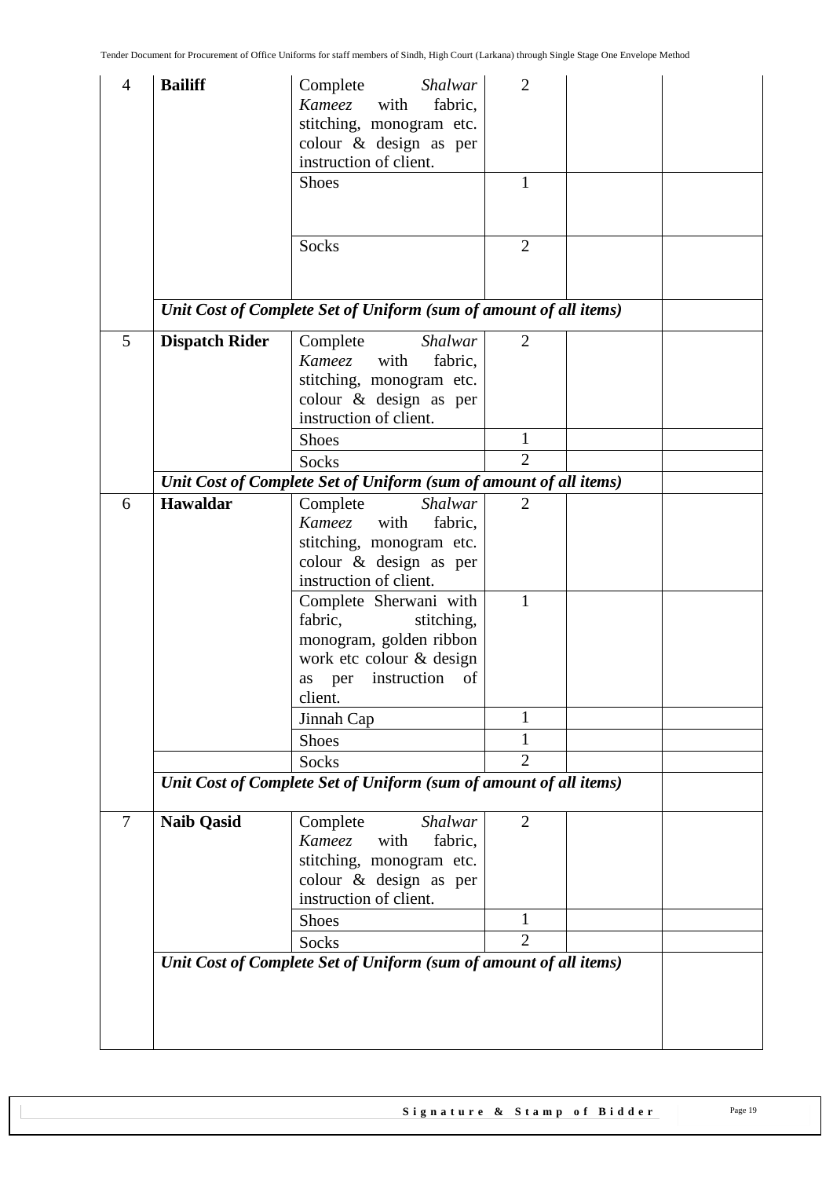| 4 | **Bailiff** | Complete *Shalwar Kameez* with fabric, stitching, monogram etc. colour & design as per instruction of client. | 2 | | |
|---|---|---|---|---|---|
| | | Shoes | 1 | | |
| | | Socks | 2 | | |
| | ***Unit Cost of Complete Set of Uniform (sum of amount of all items)*** | | | | |
| 5 | **Dispatch Rider** | Complete *Shalwar Kameez* with fabric, stitching, monogram etc. colour & design as per instruction of client. | 2 | | |
| | | Shoes | 1 | | |
| | | Socks | 2 | | |
| | ***Unit Cost of Complete Set of Uniform (sum of amount of all items)*** | | | | |
| 6 | **Hawaldar** | Complete *Shalwar Kameez* with fabric, stitching, monogram etc. colour & design as per instruction of client. | 2 | | |
| | | Complete Sherwani with fabric, stitching, monogram, golden ribbon work etc colour & design as per instruction of client. | 1 | | |
| | | Jinnah Cap | 1 | | |
| | | Shoes | 1 | | |
| | | Socks | 2 | | |
| | ***Unit Cost of Complete Set of Uniform (sum of amount of all items)*** | | | | |
| 7 | **Naib Qasid** | Complete *Shalwar Kameez* with fabric, stitching, monogram etc. colour & design as per instruction of client. | 2 | | |
| | | Shoes | 1 | | |
| | | Socks | 2 | | |
| | ***Unit Cost of Complete Set of Uniform (sum of amount of all items)*** | | | | |

**Signature & Stamp of Bidder**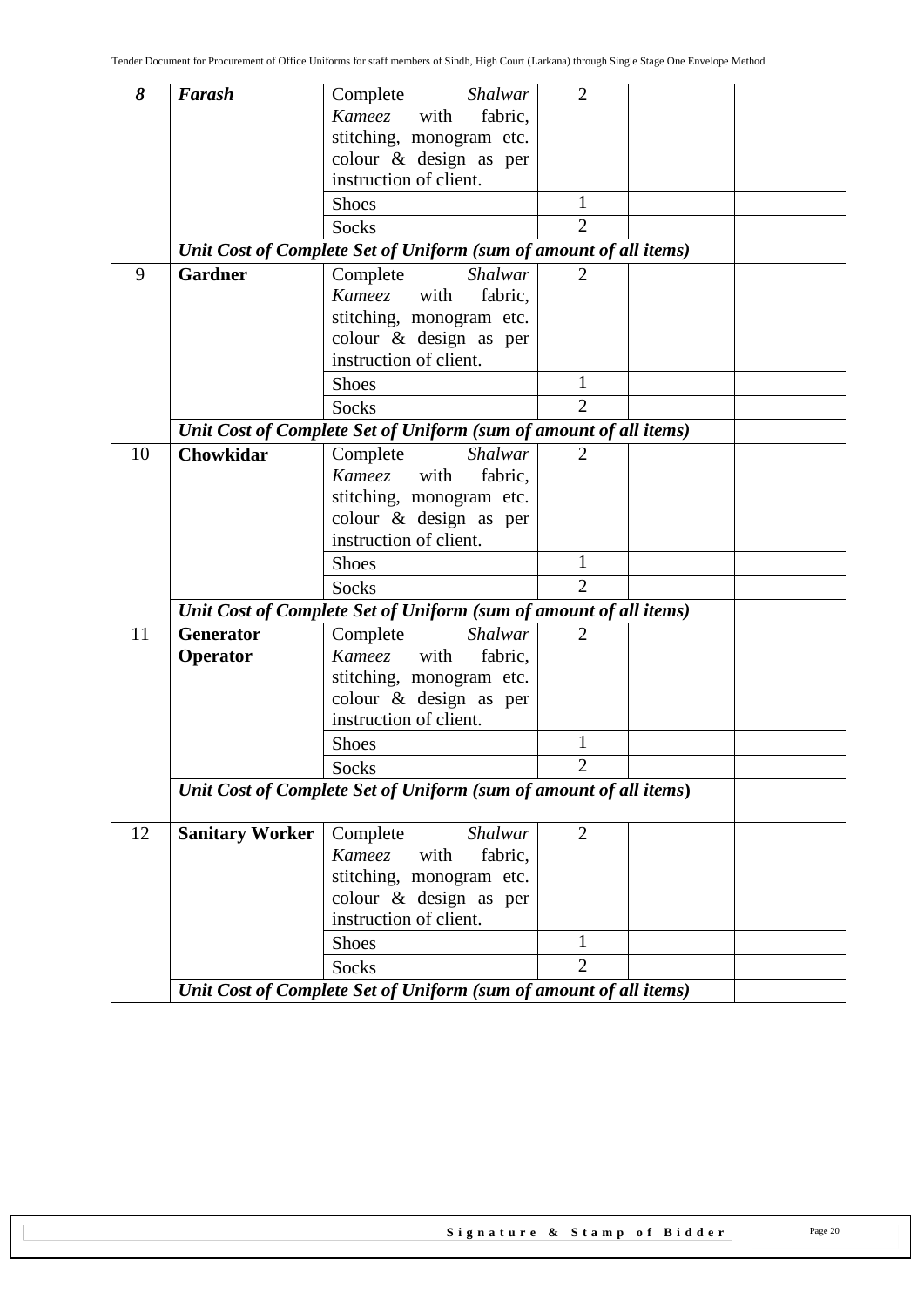| | | | | | |
|---|---|---|---|---|---|
| ***8*** | ***Farash*** | Complete *Shalwar Kameez* with fabric, stitching, monogram etc. colour & design as per instruction of client. | 2 | | |
| | | Shoes | 1 | | |
| | | Socks | 2 | | |
| | ***Unit Cost of Complete Set of Uniform (sum of amount of all items)*** | | | | |
| 9 | **Gardner** | Complete *Shalwar Kameez* with fabric, stitching, monogram etc. colour & design as per instruction of client. | 2 | | |
| | | Shoes | 1 | | |
| | | Socks | 2 | | |
| | ***Unit Cost of Complete Set of Uniform (sum of amount of all items)*** | | | | |
| 10 | **Chowkidar** | Complete *Shalwar Kameez* with fabric, stitching, monogram etc. colour & design as per instruction of client. | 2 | | |
| | | Shoes | 1 | | |
| | | Socks | 2 | | |
| | ***Unit Cost of Complete Set of Uniform (sum of amount of all items)*** | | | | |
| 11 | **Generator Operator** | Complete *Shalwar Kameez* with fabric, stitching, monogram etc. colour & design as per instruction of client. | 2 | | |
| | | Shoes | 1 | | |
| | | Socks | 2 | | |
| | ***Unit Cost of Complete Set of Uniform (sum of amount of all items)*** | | | | |
| 12 | **Sanitary Worker** | Complete *Shalwar Kameez* with fabric, stitching, monogram etc. colour & design as per instruction of client. | 2 | | |
| | | Shoes | 1 | | |
| | | Socks | 2 | | |
| | ***Unit Cost of Complete Set of Uniform (sum of amount of all items)*** | | | | |

**Signature & Stamp of Bidder**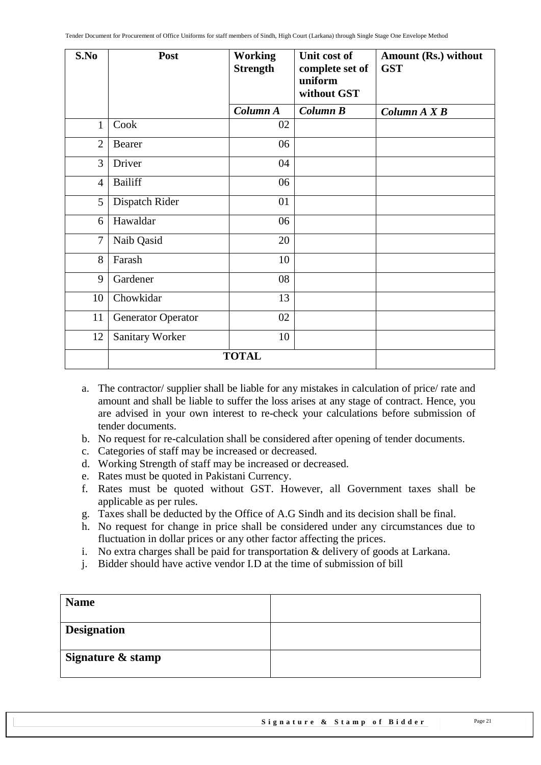| S.No | Post | Working Strength | Unit cost of complete set of uniform without GST | Amount (Rs.) without GST |
|---|---|---|---|---|
| | | ***Column A*** | ***Column B*** | ***Column A X B*** |
| 1 | Cook | 02 | | |
| 2 | Bearer | 06 | | |
| 3 | Driver | 04 | | |
| 4 | Bailiff | 06 | | |
| 5 | Dispatch Rider | 01 | | |
| 6 | Hawaldar | 06 | | |
| 7 | Naib Qasid | 20 | | |
| 8 | Farash | 10 | | |
| 9 | Gardener | 08 | | |
| 10 | Chowkidar | 13 | | |
| 11 | Generator Operator | 02 | | |
| 12 | Sanitary Worker | 10 | | |
| | **TOTAL** | | | |

a. The contractor/ supplier shall be liable for any mistakes in calculation of price/ rate and amount and shall be liable to suffer the loss arises at any stage of contract. Hence, you are advised in your own interest to re-check your calculations before submission of tender documents.
b. No request for re-calculation shall be considered after opening of tender documents.
c. Categories of staff may be increased or decreased.
d. Working Strength of staff may be increased or decreased.
e. Rates must be quoted in Pakistani Currency.
f. Rates must be quoted without GST. However, all Government taxes shall be applicable as per rules.
g. Taxes shall be deducted by the Office of A.G Sindh and its decision shall be final.
h. No request for change in price shall be considered under any circumstances due to fluctuation in dollar prices or any other factor affecting the prices.
i. No extra charges shall be paid for transportation & delivery of goods at Larkana.
j. Bidder should have active vendor I.D at the time of submission of bill

| | |
|---|---|
| **Name** | |
| **Designation** | |
| **Signature & stamp** | |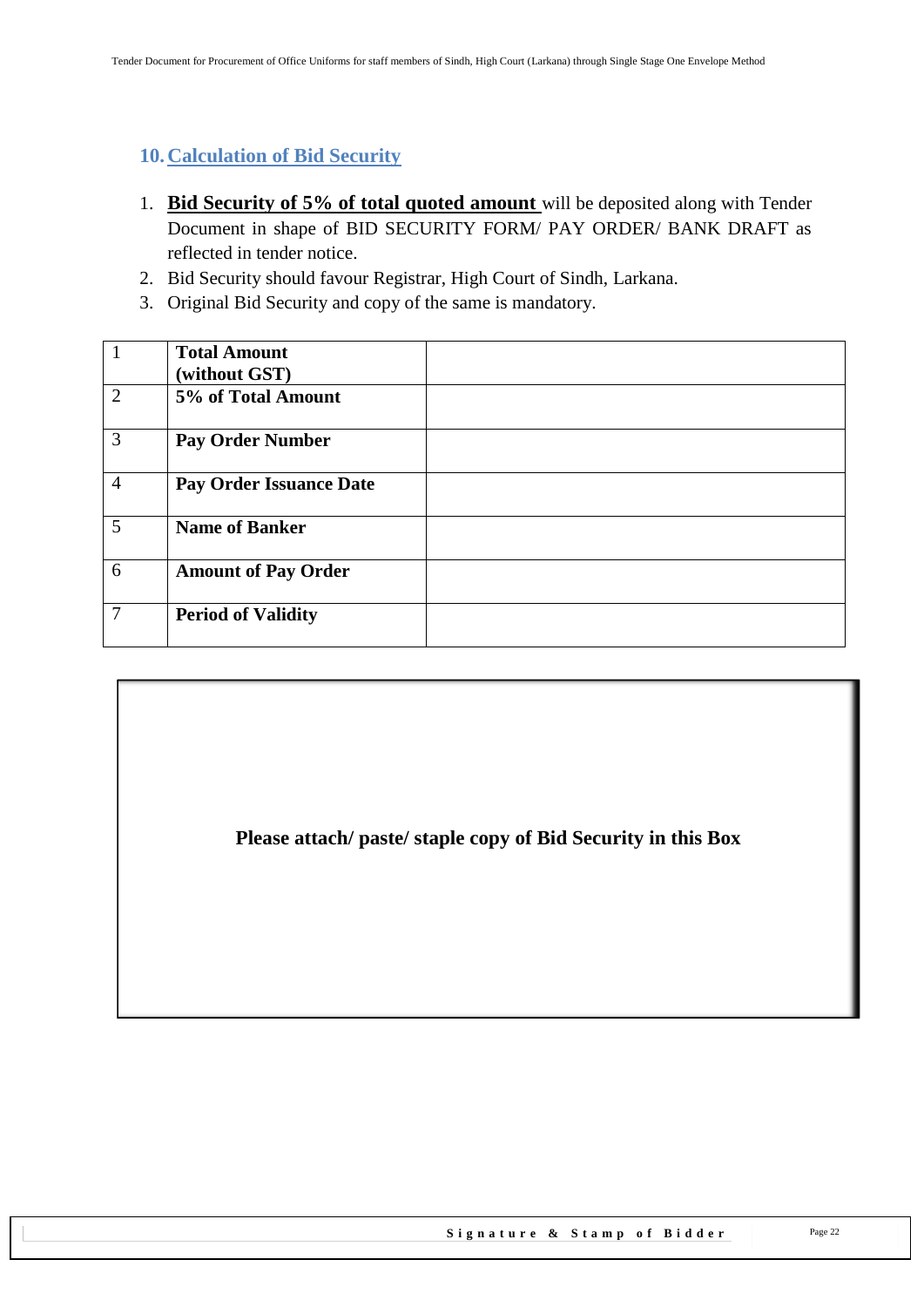## 10. Calculation of Bid Security

1. **Bid Security of 5% of total quoted amount** will be deposited along with Tender Document in shape of BID SECURITY FORM/ PAY ORDER/ BANK DRAFT as reflected in tender notice.
2. Bid Security should favour Registrar, High Court of Sindh, Larkana.
3. Original Bid Security and copy of the same is mandatory.

| | | |
|---|---|---|
| 1 | **Total Amount (without GST)** | |
| 2 | **5% of Total Amount** | |
| 3 | **Pay Order Number** | |
| 4 | **Pay Order Issuance Date** | |
| 5 | **Name of Banker** | |
| 6 | **Amount of Pay Order** | |
| 7 | **Period of Validity** | |

**Please attach/ paste/ staple copy of Bid Security in this Box**

**Signature & Stamp of Bidder**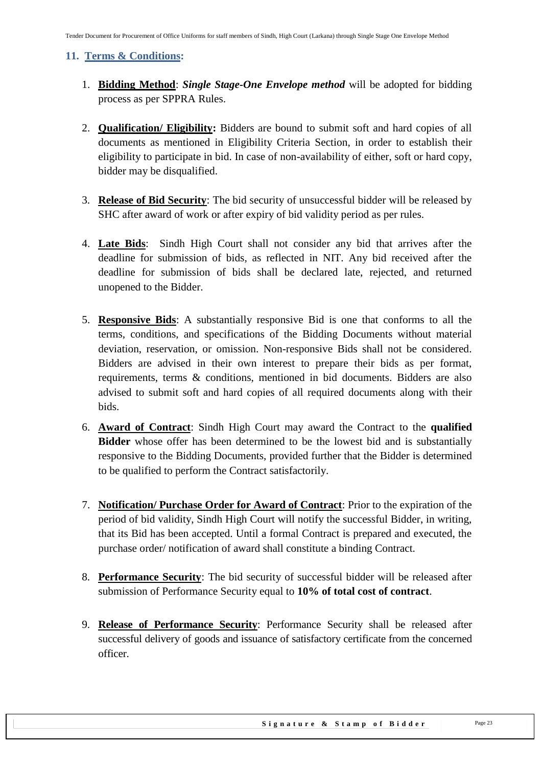## 11. Terms & Conditions:

1. **Bidding Method**: ***Single Stage-One Envelope method*** will be adopted for bidding process as per SPPRA Rules.

2. **Qualification/ Eligibility:** Bidders are bound to submit soft and hard copies of all documents as mentioned in Eligibility Criteria Section, in order to establish their eligibility to participate in bid. In case of non-availability of either, soft or hard copy, bidder may be disqualified.

3. **Release of Bid Security**: The bid security of unsuccessful bidder will be released by SHC after award of work or after expiry of bid validity period as per rules.

4. **Late Bids**: Sindh High Court shall not consider any bid that arrives after the deadline for submission of bids, as reflected in NIT. Any bid received after the deadline for submission of bids shall be declared late, rejected, and returned unopened to the Bidder.

5. **Responsive Bids**: A substantially responsive Bid is one that conforms to all the terms, conditions, and specifications of the Bidding Documents without material deviation, reservation, or omission. Non-responsive Bids shall not be considered. Bidders are advised in their own interest to prepare their bids as per format, requirements, terms & conditions, mentioned in bid documents. Bidders are also advised to submit soft and hard copies of all required documents along with their bids.

6. **Award of Contract**: Sindh High Court may award the Contract to the **qualified Bidder** whose offer has been determined to be the lowest bid and is substantially responsive to the Bidding Documents, provided further that the Bidder is determined to be qualified to perform the Contract satisfactorily.

7. **Notification/ Purchase Order for Award of Contract**: Prior to the expiration of the period of bid validity, Sindh High Court will notify the successful Bidder, in writing, that its Bid has been accepted. Until a formal Contract is prepared and executed, the purchase order/ notification of award shall constitute a binding Contract.

8. **Performance Security**: The bid security of successful bidder will be released after submission of Performance Security equal to **10% of total cost of contract**.

9. **Release of Performance Security**: Performance Security shall be released after successful delivery of goods and issuance of satisfactory certificate from the concerned officer.

**Signature & Stamp of Bidder**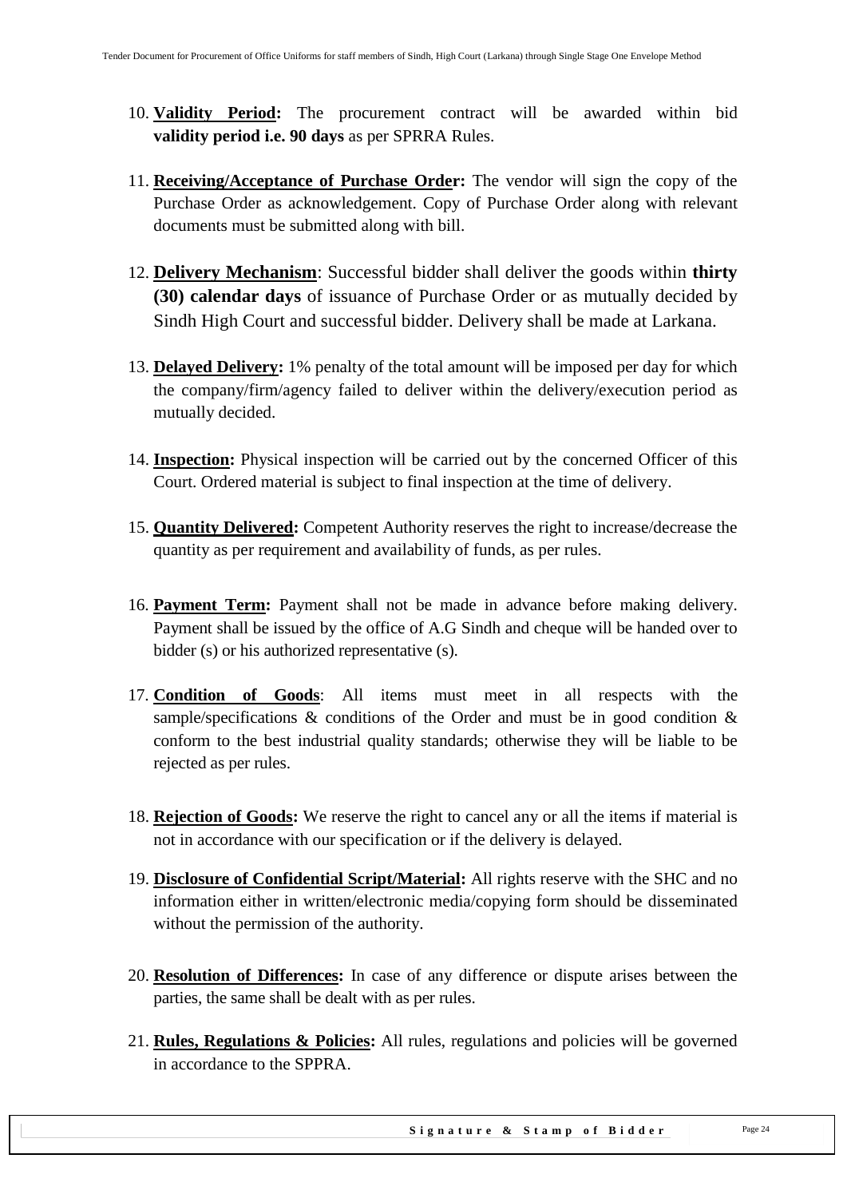10. **Validity Period:** The procurement contract will be awarded within bid **validity period i.e. 90 days** as per SPRRA Rules.

11. **Receiving/Acceptance of Purchase Order:** The vendor will sign the copy of the Purchase Order as acknowledgement. Copy of Purchase Order along with relevant documents must be submitted along with bill.

12. **Delivery Mechanism**: Successful bidder shall deliver the goods within **thirty (30) calendar days** of issuance of Purchase Order or as mutually decided by Sindh High Court and successful bidder. Delivery shall be made at Larkana.

13. **Delayed Delivery:** 1% penalty of the total amount will be imposed per day for which the company/firm/agency failed to deliver within the delivery/execution period as mutually decided.

14. **Inspection:** Physical inspection will be carried out by the concerned Officer of this Court. Ordered material is subject to final inspection at the time of delivery.

15. **Quantity Delivered:** Competent Authority reserves the right to increase/decrease the quantity as per requirement and availability of funds, as per rules.

16. **Payment Term:** Payment shall not be made in advance before making delivery. Payment shall be issued by the office of A.G Sindh and cheque will be handed over to bidder (s) or his authorized representative (s).

17. **Condition of Goods**: All items must meet in all respects with the sample/specifications & conditions of the Order and must be in good condition & conform to the best industrial quality standards; otherwise they will be liable to be rejected as per rules.

18. **Rejection of Goods:** We reserve the right to cancel any or all the items if material is not in accordance with our specification or if the delivery is delayed.

19. **Disclosure of Confidential Script/Material:** All rights reserve with the SHC and no information either in written/electronic media/copying form should be disseminated without the permission of the authority.

20. **Resolution of Differences:** In case of any difference or dispute arises between the parties, the same shall be dealt with as per rules.

21. **Rules, Regulations & Policies:** All rules, regulations and policies will be governed in accordance to the SPPRA.

**Signature & Stamp of Bidder**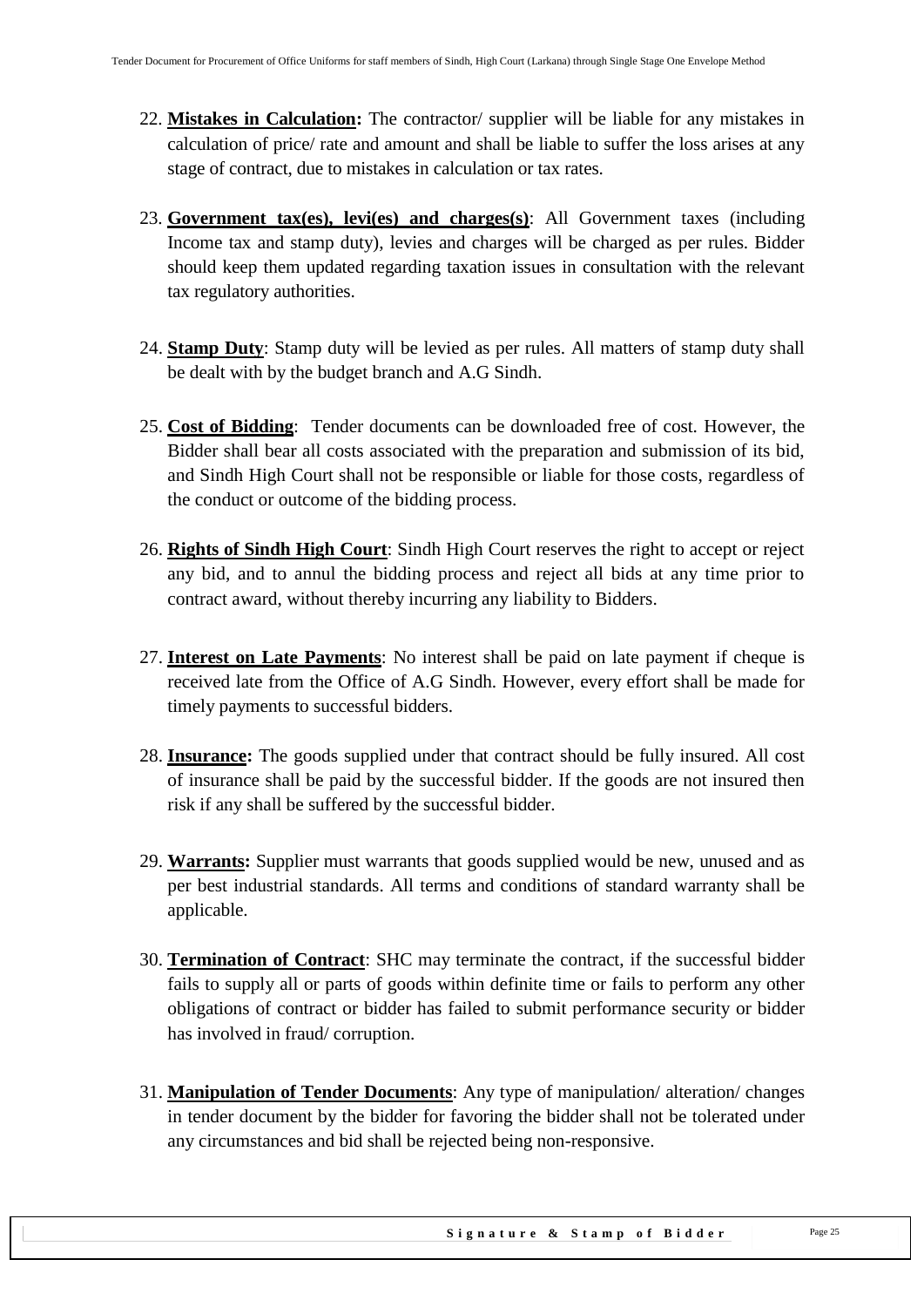22. **Mistakes in Calculation:** The contractor/ supplier will be liable for any mistakes in calculation of price/ rate and amount and shall be liable to suffer the loss arises at any stage of contract, due to mistakes in calculation or tax rates.

23. **Government tax(es), levi(es) and charges(s)**: All Government taxes (including Income tax and stamp duty), levies and charges will be charged as per rules. Bidder should keep them updated regarding taxation issues in consultation with the relevant tax regulatory authorities.

24. **Stamp Duty**: Stamp duty will be levied as per rules. All matters of stamp duty shall be dealt with by the budget branch and A.G Sindh.

25. **Cost of Bidding**: Tender documents can be downloaded free of cost. However, the Bidder shall bear all costs associated with the preparation and submission of its bid, and Sindh High Court shall not be responsible or liable for those costs, regardless of the conduct or outcome of the bidding process.

26. **Rights of Sindh High Court**: Sindh High Court reserves the right to accept or reject any bid, and to annul the bidding process and reject all bids at any time prior to contract award, without thereby incurring any liability to Bidders.

27. **Interest on Late Payments**: No interest shall be paid on late payment if cheque is received late from the Office of A.G Sindh. However, every effort shall be made for timely payments to successful bidders.

28. **Insurance:** The goods supplied under that contract should be fully insured. All cost of insurance shall be paid by the successful bidder. If the goods are not insured then risk if any shall be suffered by the successful bidder.

29. **Warrants:** Supplier must warrants that goods supplied would be new, unused and as per best industrial standards. All terms and conditions of standard warranty shall be applicable.

30. **Termination of Contract**: SHC may terminate the contract, if the successful bidder fails to supply all or parts of goods within definite time or fails to perform any other obligations of contract or bidder has failed to submit performance security or bidder has involved in fraud/ corruption.

31. **Manipulation of Tender Documents**: Any type of manipulation/ alteration/ changes in tender document by the bidder for favoring the bidder shall not be tolerated under any circumstances and bid shall be rejected being non-responsive.

**Signature & Stamp of Bidder**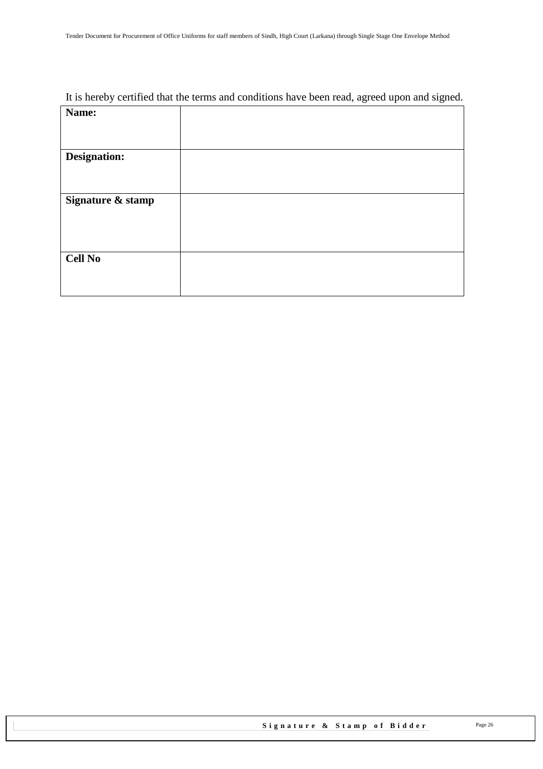It is hereby certified that the terms and conditions have been read, agreed upon and signed.

| **Name:** | |
|---|---|
| **Designation:** | |
| **Signature & stamp** | |
| **Cell No** | |

**Signature & Stamp of Bidder**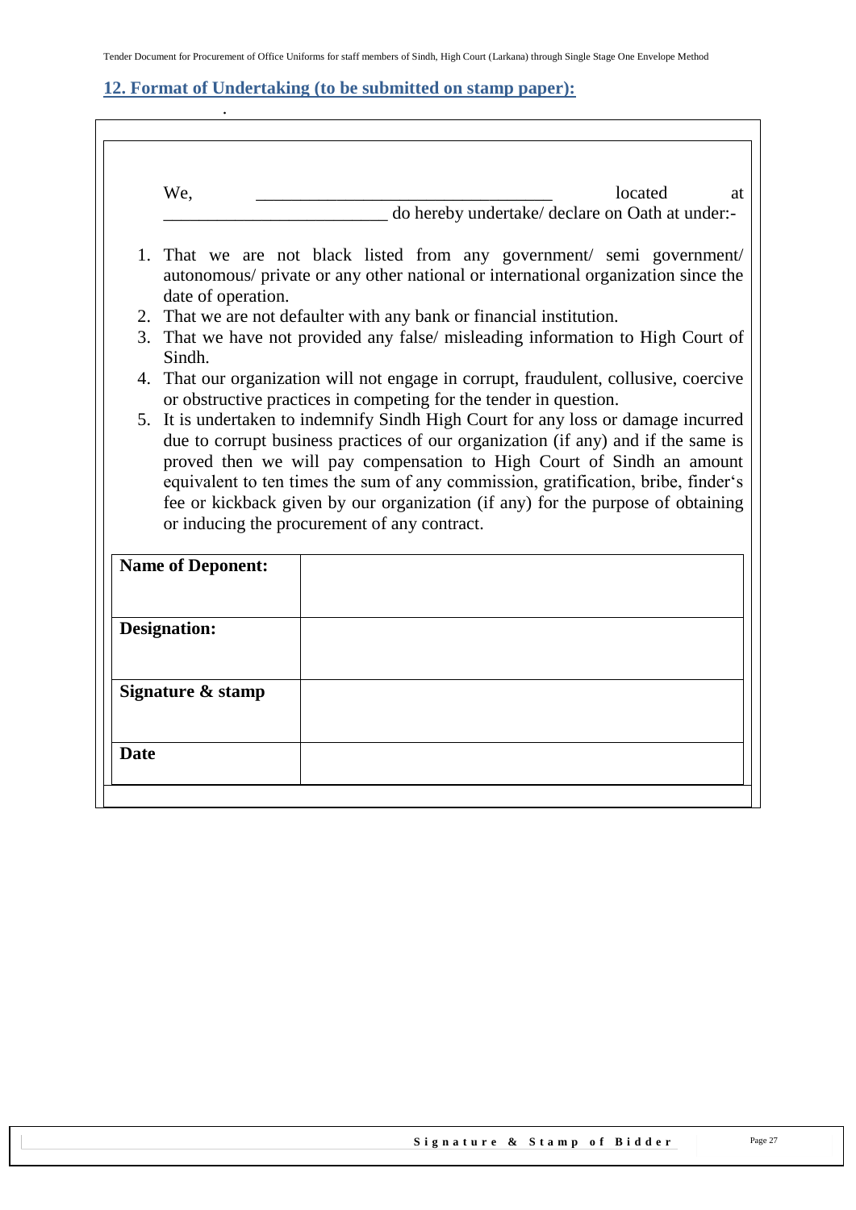## 12. Format of Undertaking (to be submitted on stamp paper):

We, _________________________________ located at _________________________ do hereby undertake/ declare on Oath at under:-

1. That we are not black listed from any government/ semi government/ autonomous/ private or any other national or international organization since the date of operation.
2. That we are not defaulter with any bank or financial institution.
3. That we have not provided any false/ misleading information to High Court of Sindh.
4. That our organization will not engage in corrupt, fraudulent, collusive, coercive or obstructive practices in competing for the tender in question.
5. It is undertaken to indemnify Sindh High Court for any loss or damage incurred due to corrupt business practices of our organization (if any) and if the same is proved then we will pay compensation to High Court of Sindh an amount equivalent to ten times the sum of any commission, gratification, bribe, finder's fee or kickback given by our organization (if any) for the purpose of obtaining or inducing the procurement of any contract.

| **Name of Deponent:** | |
|---|---|
| **Designation:** | |
| **Signature & stamp** | |
| **Date** | |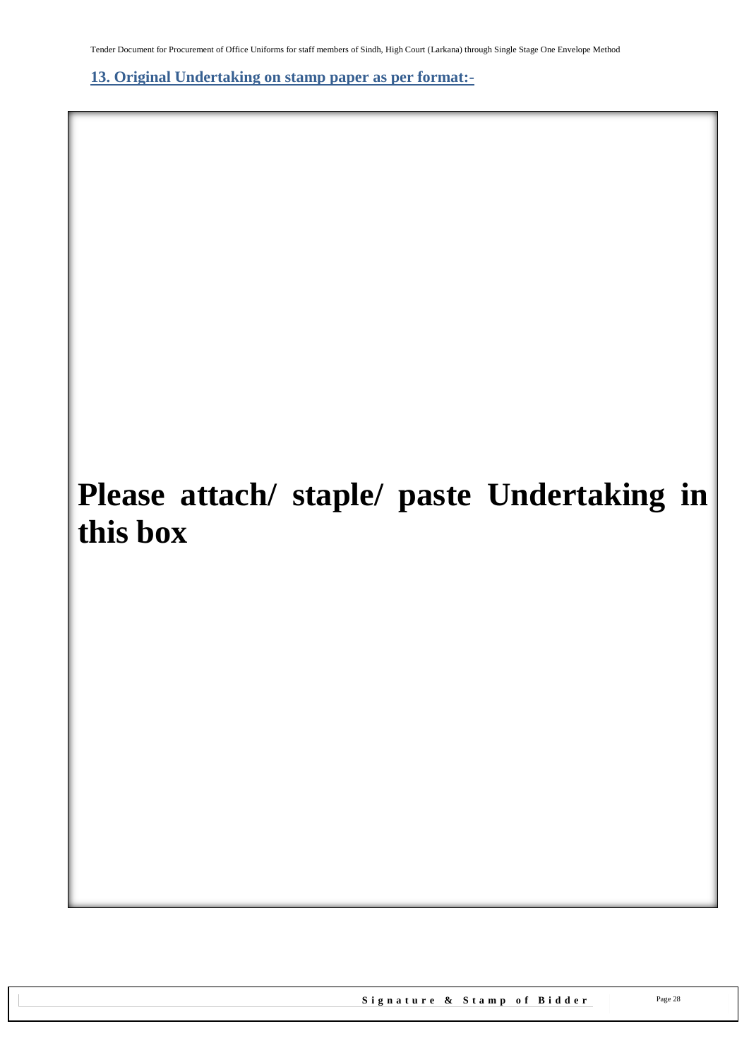## 13. Original Undertaking on stamp paper as per format:-

**Please attach/ staple/ paste Undertaking in this box**

**Signature & Stamp of Bidder**